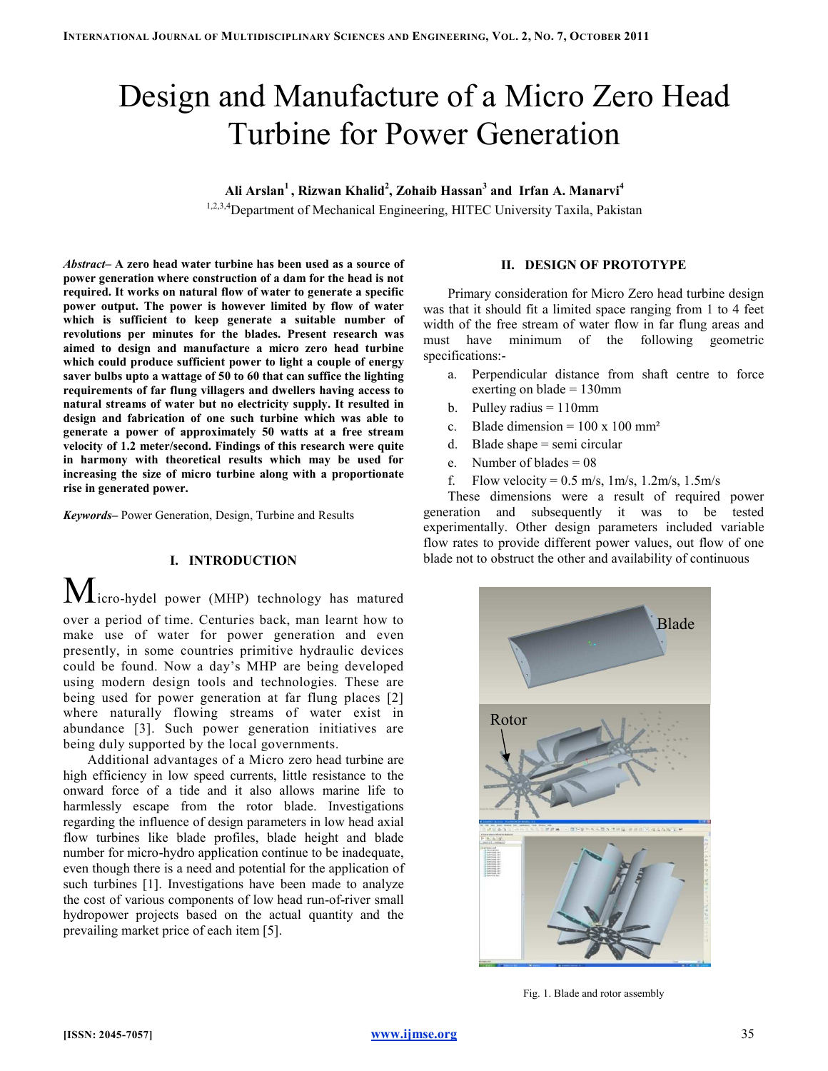# Design and Manufacture of a Micro Zero Head Turbine for Power Generation

**Ali Arslan[1], Rizwan Khalid[2], Zohaib Hassan[3] and Irfan A. Manarvi[4]**

[1,2,3,4]Department of Mechanical Engineering, HITEC University Taxila, Pakistan

***Abstract–*** **A zero head water turbine has been used as a source of power generation where construction of a dam for the head is not required. It works on natural flow of water to generate a specific power output. The power is however limited by flow of water which is sufficient to keep generate a suitable number of revolutions per minutes for the blades. Present research was aimed to design and manufacture a micro zero head turbine which could produce sufficient power to light a couple of energy saver bulbs upto a wattage of 50 to 60 that can suffice the lighting requirements of far flung villagers and dwellers having access to natural streams of water but no electricity supply. It resulted in design and fabrication of one such turbine which was able to generate a power of approximately 50 watts at a free stream velocity of 1.2 meter/second. Findings of this research were quite in harmony with theoretical results which may be used for increasing the size of micro turbine along with a proportionate rise in generated power.**

***Keywords–*** Power Generation, Design, Turbine and Results

## I. INTRODUCTION

Micro-hydel power (MHP) technology has matured over a period of time. Centuries back, man learnt how to make use of water for power generation and even presently, in some countries primitive hydraulic devices could be found. Now a day's MHP are being developed using modern design tools and technologies. These are being used for power generation at far flung places [2] where naturally flowing streams of water exist in abundance [3]. Such power generation initiatives are being duly supported by the local governments.

Additional advantages of a Micro zero head turbine are high efficiency in low speed currents, little resistance to the onward force of a tide and it also allows marine life to harmlessly escape from the rotor blade. Investigations regarding the influence of design parameters in low head axial flow turbines like blade profiles, blade height and blade number for micro-hydro application continue to be inadequate, even though there is a need and potential for the application of such turbines [1]. Investigations have been made to analyze the cost of various components of low head run-of-river small hydropower projects based on the actual quantity and the prevailing market price of each item [5].

## II. DESIGN OF PROTOTYPE

Primary consideration for Micro Zero head turbine design was that it should fit a limited space ranging from 1 to 4 feet width of the free stream of water flow in far flung areas and must have minimum of the following geometric specifications:-

a. Perpendicular distance from shaft centre to force exerting on blade = 130mm
b. Pulley radius = 110mm
c. Blade dimension = 100 x 100 mm²
d. Blade shape = semi circular
e. Number of blades = 08
f. Flow velocity = 0.5 m/s, 1m/s, 1.2m/s, 1.5m/s

These dimensions were a result of required power generation and subsequently it was to be tested experimentally. Other design parameters included variable flow rates to provide different power values, out flow of one blade not to obstruct the other and availability of continuous

Fig. 1. Blade and rotor assembly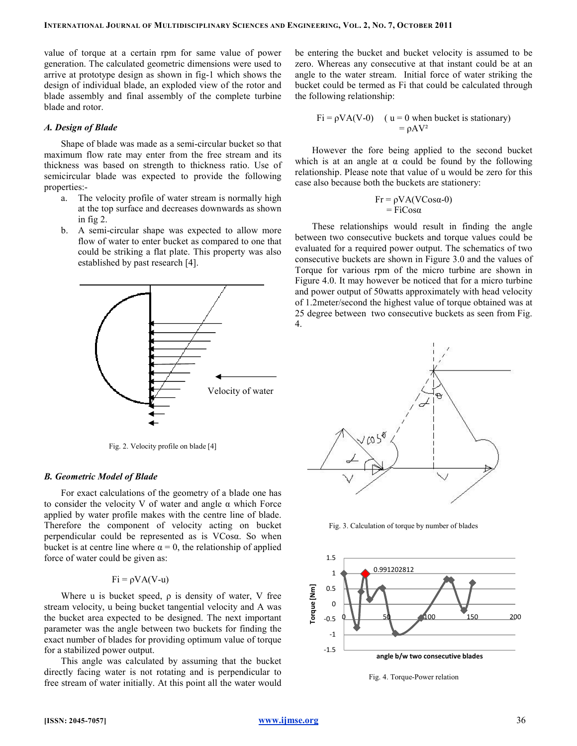value of torque at a certain rpm for same value of power generation. The calculated geometric dimensions were used to arrive at prototype design as shown in fig-1 which shows the design of individual blade, an exploded view of the rotor and blade assembly and final assembly of the complete turbine blade and rotor.

### A. Design of Blade

Shape of blade was made as a semi-circular bucket so that maximum flow rate may enter from the free stream and its thickness was based on strength to thickness ratio. Use of semicircular blade was expected to provide the following properties:-

a. The velocity profile of water stream is normally high at the top surface and decreases downwards as shown in fig 2.
b. A semi-circular shape was expected to allow more flow of water to enter bucket as compared to one that could be striking a flat plate. This property was also established by past research [4].

Fig. 2. Velocity profile on blade [4]

### B. Geometric Model of Blade

For exact calculations of the geometry of a blade one has to consider the velocity V of water and angle α which Force applied by water profile makes with the centre line of blade. Therefore the component of velocity acting on bucket perpendicular could be represented as is VCosα. So when bucket is at centre line where α = 0, the relationship of applied force of water could be given as:

$$Fi = \rho VA(V-u)$$

Where u is bucket speed, ρ is density of water, V free stream velocity, u being bucket tangential velocity and A was the bucket area expected to be designed. The next important parameter was the angle between two buckets for finding the exact number of blades for providing optimum value of torque for a stabilized power output.

This angle was calculated by assuming that the bucket directly facing water is not rotating and is perpendicular to free stream of water initially. At this point all the water would be entering the bucket and bucket velocity is assumed to be zero. Whereas any consecutive at that instant could be at an angle to the water stream. Initial force of water striking the bucket could be termed as Fi that could be calculated through the following relationship:

$$Fi = \rho VA(V-0) \quad (\text{ u = 0 when bucket is stationary}) \\ = \rho AV^2$$

However the fore being applied to the second bucket which is at an angle at α could be found by the following relationship. Please note that value of u would be zero for this case also because both the buckets are stationery:

$$Fr = \rho VA(VCos\alpha - 0) \\ = FiCos\alpha$$

These relationships would result in finding the angle between two consecutive buckets and torque values could be evaluated for a required power output. The schematics of two consecutive buckets are shown in Figure 3.0 and the values of Torque for various rpm of the micro turbine are shown in Figure 4.0. It may however be noticed that for a micro turbine and power output of 50watts approximately with head velocity of 1.2meter/second the highest value of torque obtained was at 25 degree between two consecutive buckets as seen from Fig. 4.

Fig. 3. Calculation of torque by number of blades

Fig. 4. Torque-Power relation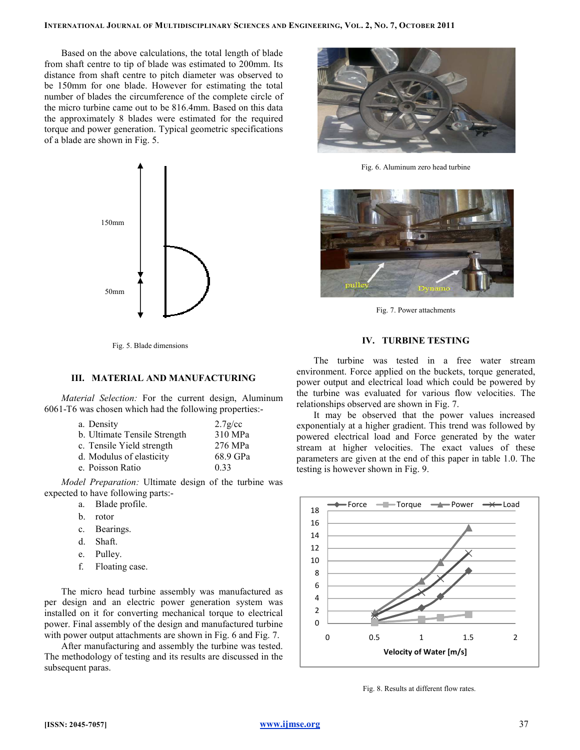Based on the above calculations, the total length of blade from shaft centre to tip of blade was estimated to 200mm. Its distance from shaft centre to pitch diameter was observed to be 150mm for one blade. However for estimating the total number of blades the circumference of the complete circle of the micro turbine came out to be 816.4mm. Based on this data the approximately 8 blades were estimated for the required torque and power generation. Typical geometric specifications of a blade are shown in Fig. 5.

Fig. 5. Blade dimensions

## III. MATERIAL AND MANUFACTURING

*Material Selection:* For the current design, Aluminum 6061-T6 was chosen which had the following properties:-

| | |
|---|---|
| a. Density | 2.7g/cc |
| b. Ultimate Tensile Strength | 310 MPa |
| c. Tensile Yield strength | 276 MPa |
| d. Modulus of elasticity | 68.9 GPa |
| e. Poisson Ratio | 0.33 |

*Model Preparation:* Ultimate design of the turbine was expected to have following parts:-

a. Blade profile.
b. rotor
c. Bearings.
d. Shaft.
e. Pulley.
f. Floating case.

The micro head turbine assembly was manufactured as per design and an electric power generation system was installed on it for converting mechanical torque to electrical power. Final assembly of the design and manufactured turbine with power output attachments are shown in Fig. 6 and Fig. 7.

After manufacturing and assembly the turbine was tested. The methodology of testing and its results are discussed in the subsequent paras.

Fig. 6. Aluminum zero head turbine

Fig. 7. Power attachments

## IV. TURBINE TESTING

The turbine was tested in a free water stream environment. Force applied on the buckets, torque generated, power output and electrical load which could be powered by the turbine was evaluated for various flow velocities. The relationships observed are shown in Fig. 7.

It may be observed that the power values increased exponentialy at a higher gradient. This trend was followed by powered electrical load and Force generated by the water stream at higher velocities. The exact values of these parameters are given at the end of this paper in table 1.0. The testing is however shown in Fig. 9.

Fig. 8. Results at different flow rates.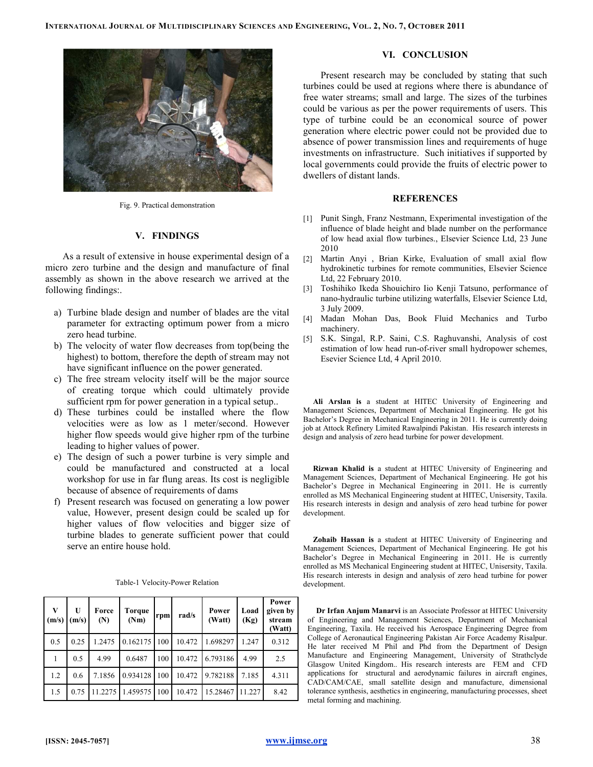Fig. 9. Practical demonstration

## V. FINDINGS

As a result of extensive in house experimental design of a micro zero turbine and the design and manufacture of final assembly as shown in the above research we arrived at the following findings:.

a) Turbine blade design and number of blades are the vital parameter for extracting optimum power from a micro zero head turbine.
b) The velocity of water flow decreases from top(being the highest) to bottom, therefore the depth of stream may not have significant influence on the power generated.
c) The free stream velocity itself will be the major source of creating torque which could ultimately provide sufficient rpm for power generation in a typical setup..
d) These turbines could be installed where the flow velocities were as low as 1 meter/second. However higher flow speeds would give higher rpm of the turbine leading to higher values of power.
e) The design of such a power turbine is very simple and could be manufactured and constructed at a local workshop for use in far flung areas. Its cost is negligible because of absence of requirements of dams
f) Present research was focused on generating a low power value, However, present design could be scaled up for higher values of flow velocities and bigger size of turbine blades to generate sufficient power that could serve an entire house hold.

Table-1 Velocity-Power Relation

| V (m/s) | U (m/s) | Force (N) | Torque (Nm) | rpm | rad/s | Power (Watt) | Load (Kg) | Power given by stream (Watt) |
|---|---|---|---|---|---|---|---|---|
| 0.5 | 0.25 | 1.2475 | 0.162175 | 100 | 10.472 | 1.698297 | 1.247 | 0.312 |
| 1 | 0.5 | 4.99 | 0.6487 | 100 | 10.472 | 6.793186 | 4.99 | 2.5 |
| 1.2 | 0.6 | 7.1856 | 0.934128 | 100 | 10.472 | 9.782188 | 7.185 | 4.311 |
| 1.5 | 0.75 | 11.2275 | 1.459575 | 100 | 10.472 | 15.28467 | 11.227 | 8.42 |

## VI. CONCLUSION

Present research may be concluded by stating that such turbines could be used at regions where there is abundance of free water streams; small and large. The sizes of the turbines could be various as per the power requirements of users. This type of turbine could be an economical source of power generation where electric power could not be provided due to absence of power transmission lines and requirements of huge investments on infrastructure. Such initiatives if supported by local governments could provide the fruits of electric power to dwellers of distant lands.

## REFERENCES

[1] Punit Singh, Franz Nestmann, Experimental investigation of the influence of blade height and blade number on the performance of low head axial flow turbines., Elsevier Science Ltd, 23 June 2010

[2] Martin Anyi , Brian Kirke, Evaluation of small axial flow hydrokinetic turbines for remote communities, Elsevier Science Ltd, 22 February 2010.

[3] Toshihiko Ikeda Shouichiro Iio Kenji Tatsuno, performance of nano-hydraulic turbine utilizing waterfalls, Elsevier Science Ltd, 3 July 2009.

[4] Madan Mohan Das, Book Fluid Mechanics and Turbo machinery.

[5] S.K. Singal, R.P. Saini, C.S. Raghuvanshi, Analysis of cost estimation of low head run-of-river small hydropower schemes, Esevier Science Ltd, 4 April 2010.

**Ali Arslan is** a student at HITEC University of Engineering and Management Sciences, Department of Mechanical Engineering. He got his Bachelor's Degree in Mechanical Engineering in 2011. He is currently doing job at Attock Refinery Limited Rawalpindi Pakistan. His research interests in design and analysis of zero head turbine for power development.

**Rizwan Khalid is** a student at HITEC University of Engineering and Management Sciences, Department of Mechanical Engineering. He got his Bachelor's Degree in Mechanical Engineering in 2011. He is currently enrolled as MS Mechanical Engineering student at HITEC, Unisersity, Taxila. His research interests in design and analysis of zero head turbine for power development.

**Zohaib Hassan is** a student at HITEC University of Engineering and Management Sciences, Department of Mechanical Engineering. He got his Bachelor's Degree in Mechanical Engineering in 2011. He is currently enrolled as MS Mechanical Engineering student at HITEC, Unisersity, Taxila. His research interests in design and analysis of zero head turbine for power development.

**Dr Irfan Anjum Manarvi** is an Associate Professor at HITEC University of Engineering and Management Sciences, Department of Mechanical Engineering, Taxila. He received his Aerospace Engineering Degree from College of Aeronautical Engineering Pakistan Air Force Academy Risalpur. He later received M Phil and Phd from the Department of Design Manufacture and Engineering Management, University of Strathclyde Glasgow United Kingdom.. His research interests are FEM and CFD applications for structural and aerodynamic failures in aircraft engines, CAD/CAM/CAE, small satellite design and manufacture, dimensional tolerance synthesis, aesthetics in engineering, manufacturing processes, sheet metal forming and machining.